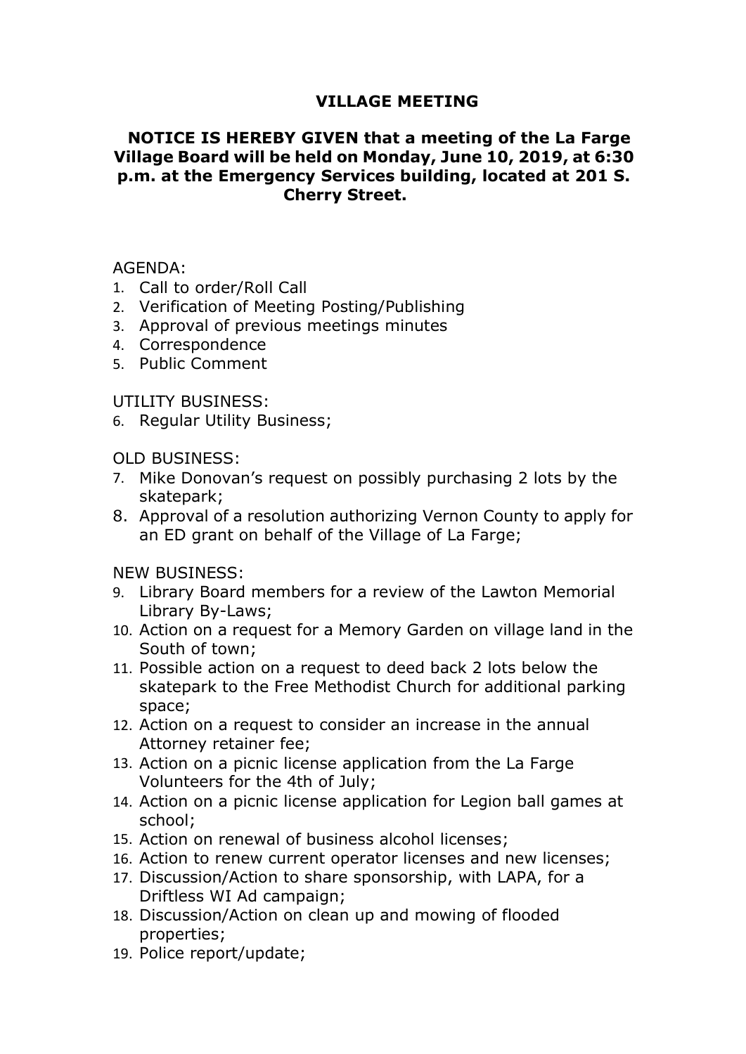# VILLAGE MEETING

**NOTICE IS HEREBY GIVEN that a meeting of the La Farge Village Board will be held on Monday, June 10, 2019, at 6:30 p.m. at the Emergency Services building, located at 201 S. Cherry Street.**

AGENDA:

1. Call to order/Roll Call
2. Verification of Meeting Posting/Publishing
3. Approval of previous meetings minutes
4. Correspondence
5. Public Comment

UTILITY BUSINESS:

6. Regular Utility Business;

OLD BUSINESS:

7. Mike Donovan's request on possibly purchasing 2 lots by the skatepark;
8. Approval of a resolution authorizing Vernon County to apply for an ED grant on behalf of the Village of La Farge;

NEW BUSINESS:

9. Library Board members for a review of the Lawton Memorial Library By-Laws;
10. Action on a request for a Memory Garden on village land in the South of town;
11. Possible action on a request to deed back 2 lots below the skatepark to the Free Methodist Church for additional parking space;
12. Action on a request to consider an increase in the annual Attorney retainer fee;
13. Action on a picnic license application from the La Farge Volunteers for the 4th of July;
14. Action on a picnic license application for Legion ball games at school;
15. Action on renewal of business alcohol licenses;
16. Action to renew current operator licenses and new licenses;
17. Discussion/Action to share sponsorship, with LAPA, for a Driftless WI Ad campaign;
18. Discussion/Action on clean up and mowing of flooded properties;
19. Police report/update;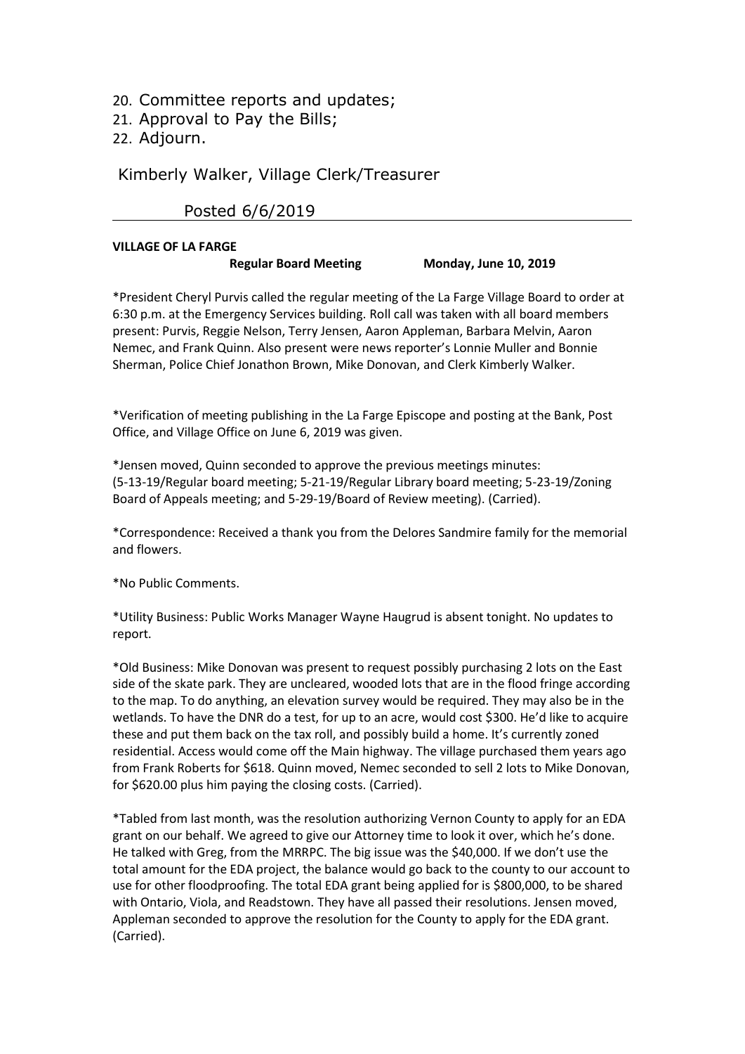20. Committee reports and updates;
21. Approval to Pay the Bills;
22. Adjourn.

Kimberly Walker, Village Clerk/Treasurer

Posted 6/6/2019

**VILLAGE OF LA FARGE**

**Regular Board Meeting** **Monday, June 10, 2019**

*President Cheryl Purvis called the regular meeting of the La Farge Village Board to order at 6:30 p.m. at the Emergency Services building. Roll call was taken with all board members present: Purvis, Reggie Nelson, Terry Jensen, Aaron Appleman, Barbara Melvin, Aaron Nemec, and Frank Quinn. Also present were news reporter's Lonnie Muller and Bonnie Sherman, Police Chief Jonathon Brown, Mike Donovan, and Clerk Kimberly Walker.

*Verification of meeting publishing in the La Farge Episcope and posting at the Bank, Post Office, and Village Office on June 6, 2019 was given.

*Jensen moved, Quinn seconded to approve the previous meetings minutes: (5-13-19/Regular board meeting; 5-21-19/Regular Library board meeting; 5-23-19/Zoning Board of Appeals meeting; and 5-29-19/Board of Review meeting). (Carried).

*Correspondence: Received a thank you from the Delores Sandmire family for the memorial and flowers.

*No Public Comments.

*Utility Business: Public Works Manager Wayne Haugrud is absent tonight. No updates to report.

*Old Business: Mike Donovan was present to request possibly purchasing 2 lots on the East side of the skate park. They are uncleared, wooded lots that are in the flood fringe according to the map. To do anything, an elevation survey would be required. They may also be in the wetlands. To have the DNR do a test, for up to an acre, would cost $300. He'd like to acquire these and put them back on the tax roll, and possibly build a home. It's currently zoned residential. Access would come off the Main highway. The village purchased them years ago from Frank Roberts for $618. Quinn moved, Nemec seconded to sell 2 lots to Mike Donovan, for $620.00 plus him paying the closing costs. (Carried).

*Tabled from last month, was the resolution authorizing Vernon County to apply for an EDA grant on our behalf. We agreed to give our Attorney time to look it over, which he's done. He talked with Greg, from the MRRPC. The big issue was the $40,000. If we don't use the total amount for the EDA project, the balance would go back to the county to our account to use for other floodproofing. The total EDA grant being applied for is $800,000, to be shared with Ontario, Viola, and Readstown. They have all passed their resolutions. Jensen moved, Appleman seconded to approve the resolution for the County to apply for the EDA grant. (Carried).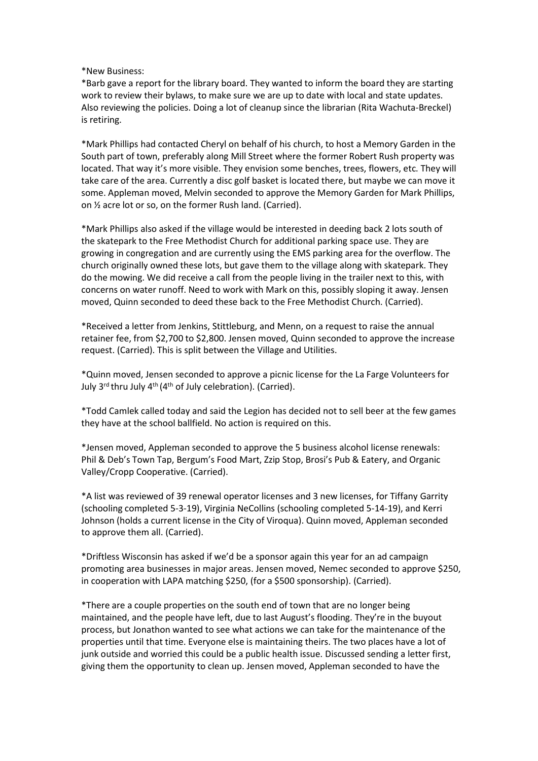*New Business:

*Barb gave a report for the library board. They wanted to inform the board they are starting work to review their bylaws, to make sure we are up to date with local and state updates. Also reviewing the policies. Doing a lot of cleanup since the librarian (Rita Wachuta-Breckel) is retiring.

*Mark Phillips had contacted Cheryl on behalf of his church, to host a Memory Garden in the South part of town, preferably along Mill Street where the former Robert Rush property was located. That way it's more visible. They envision some benches, trees, flowers, etc. They will take care of the area. Currently a disc golf basket is located there, but maybe we can move it some. Appleman moved, Melvin seconded to approve the Memory Garden for Mark Phillips, on ½ acre lot or so, on the former Rush land. (Carried).

*Mark Phillips also asked if the village would be interested in deeding back 2 lots south of the skatepark to the Free Methodist Church for additional parking space use. They are growing in congregation and are currently using the EMS parking area for the overflow. The church originally owned these lots, but gave them to the village along with skatepark. They do the mowing. We did receive a call from the people living in the trailer next to this, with concerns on water runoff. Need to work with Mark on this, possibly sloping it away. Jensen moved, Quinn seconded to deed these back to the Free Methodist Church. (Carried).

*Received a letter from Jenkins, Stittleburg, and Menn, on a request to raise the annual retainer fee, from $2,700 to $2,800. Jensen moved, Quinn seconded to approve the increase request. (Carried). This is split between the Village and Utilities.

*Quinn moved, Jensen seconded to approve a picnic license for the La Farge Volunteers for July 3rd thru July 4th (4th of July celebration). (Carried).

*Todd Camlek called today and said the Legion has decided not to sell beer at the few games they have at the school ballfield. No action is required on this.

*Jensen moved, Appleman seconded to approve the 5 business alcohol license renewals: Phil & Deb's Town Tap, Bergum's Food Mart, Zzip Stop, Brosi's Pub & Eatery, and Organic Valley/Cropp Cooperative. (Carried).

*A list was reviewed of 39 renewal operator licenses and 3 new licenses, for Tiffany Garrity (schooling completed 5-3-19), Virginia NeCollins (schooling completed 5-14-19), and Kerri Johnson (holds a current license in the City of Viroqua). Quinn moved, Appleman seconded to approve them all. (Carried).

*Driftless Wisconsin has asked if we'd be a sponsor again this year for an ad campaign promoting area businesses in major areas. Jensen moved, Nemec seconded to approve $250, in cooperation with LAPA matching $250, (for a $500 sponsorship). (Carried).

*There are a couple properties on the south end of town that are no longer being maintained, and the people have left, due to last August's flooding. They're in the buyout process, but Jonathon wanted to see what actions we can take for the maintenance of the properties until that time. Everyone else is maintaining theirs. The two places have a lot of junk outside and worried this could be a public health issue. Discussed sending a letter first, giving them the opportunity to clean up. Jensen moved, Appleman seconded to have the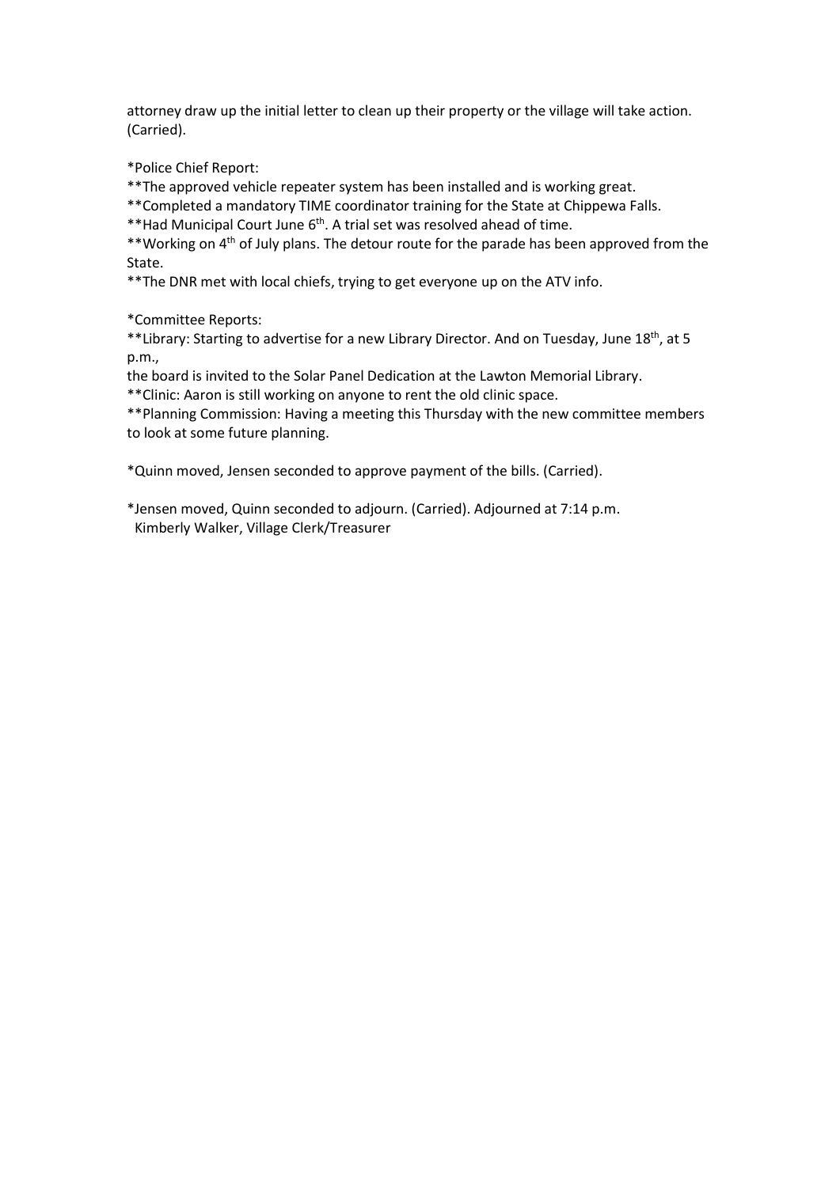attorney draw up the initial letter to clean up their property or the village will take action. (Carried).

*Police Chief Report:

**The approved vehicle repeater system has been installed and is working great.

**Completed a mandatory TIME coordinator training for the State at Chippewa Falls.

**Had Municipal Court June 6th. A trial set was resolved ahead of time.

**Working on 4th of July plans. The detour route for the parade has been approved from the State.

**The DNR met with local chiefs, trying to get everyone up on the ATV info.

*Committee Reports:

**Library: Starting to advertise for a new Library Director. And on Tuesday, June 18th, at 5 p.m.,

the board is invited to the Solar Panel Dedication at the Lawton Memorial Library.

**Clinic: Aaron is still working on anyone to rent the old clinic space.

**Planning Commission: Having a meeting this Thursday with the new committee members to look at some future planning.

*Quinn moved, Jensen seconded to approve payment of the bills. (Carried).

*Jensen moved, Quinn seconded to adjourn. (Carried). Adjourned at 7:14 p.m.
Kimberly Walker, Village Clerk/Treasurer